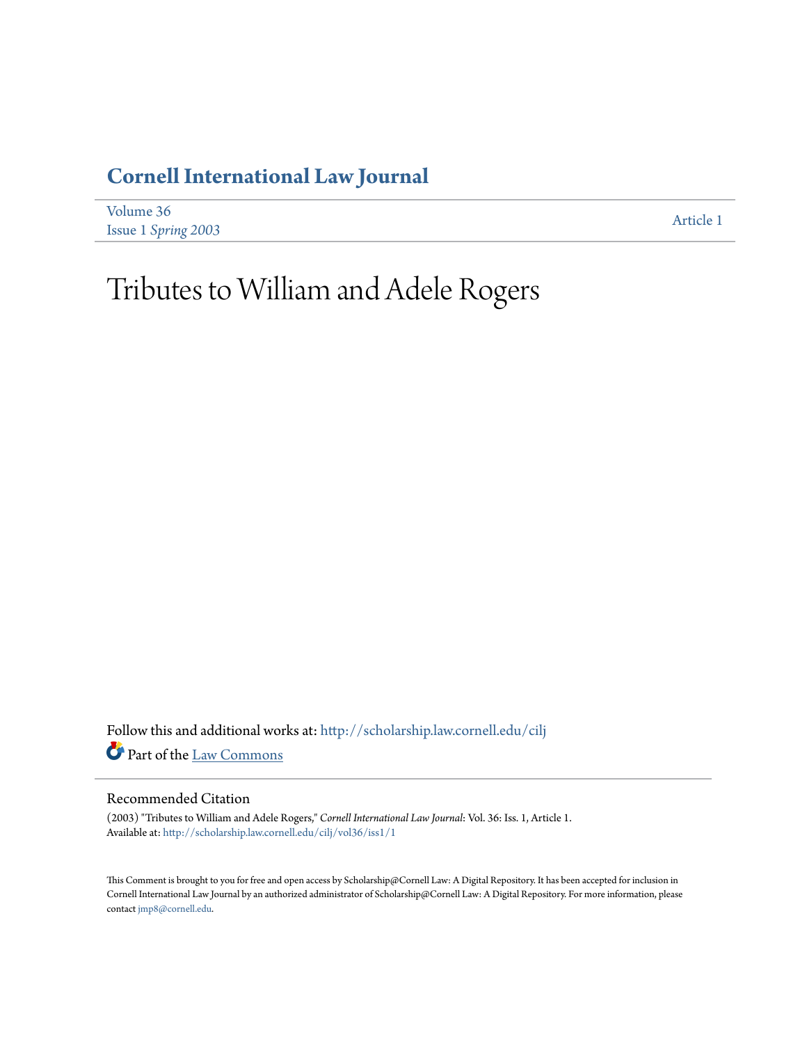# Cornell International Law Journal

Volume 36
Issue 1 *Spring 2003*

Article 1

# Tributes to William and Adele Rogers

Follow this and additional works at: http://scholarship.law.cornell.edu/cilj

Part of the Law Commons

## Recommended Citation

(2003) "Tributes to William and Adele Rogers," *Cornell International Law Journal*: Vol. 36: Iss. 1, Article 1.
Available at: http://scholarship.law.cornell.edu/cilj/vol36/iss1/1

This Comment is brought to you for free and open access by Scholarship@Cornell Law: A Digital Repository. It has been accepted for inclusion in Cornell International Law Journal by an authorized administrator of Scholarship@Cornell Law: A Digital Repository. For more information, please contact jmp8@cornell.edu.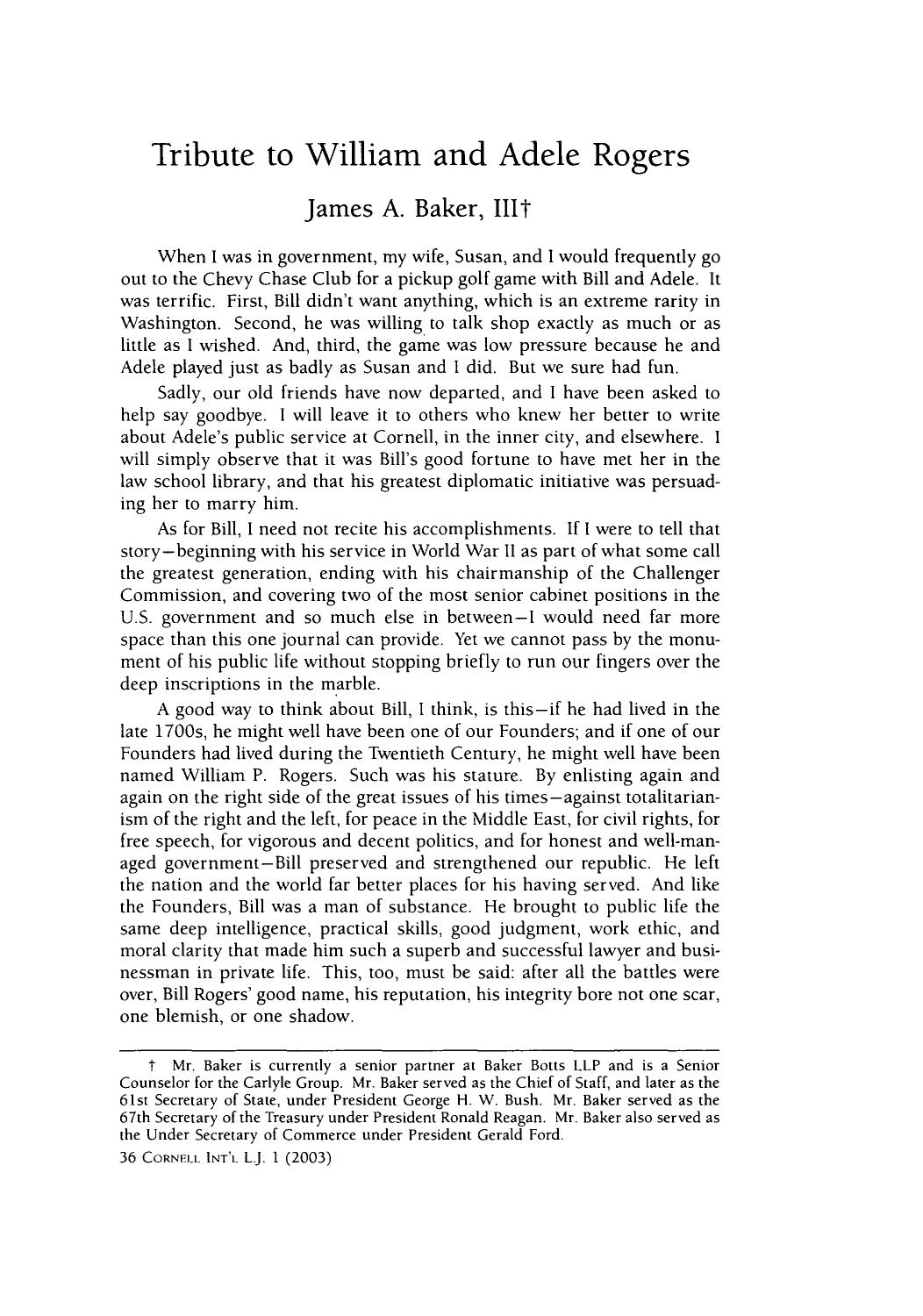# Tribute to William and Adele Rogers

## James A. Baker, III†

When I was in government, my wife, Susan, and I would frequently go out to the Chevy Chase Club for a pickup golf game with Bill and Adele. It was terrific. First, Bill didn't want anything, which is an extreme rarity in Washington. Second, he was willing to talk shop exactly as much or as little as I wished. And, third, the game was low pressure because he and Adele played just as badly as Susan and I did. But we sure had fun.

Sadly, our old friends have now departed, and I have been asked to help say goodbye. I will leave it to others who knew her better to write about Adele's public service at Cornell, in the inner city, and elsewhere. I will simply observe that it was Bill's good fortune to have met her in the law school library, and that his greatest diplomatic initiative was persuading her to marry him.

As for Bill, I need not recite his accomplishments. If I were to tell that story—beginning with his service in World War II as part of what some call the greatest generation, ending with his chairmanship of the Challenger Commission, and covering two of the most senior cabinet positions in the U.S. government and so much else in between—I would need far more space than this one journal can provide. Yet we cannot pass by the monument of his public life without stopping briefly to run our fingers over the deep inscriptions in the marble.

A good way to think about Bill, I think, is this—if he had lived in the late 1700s, he might well have been one of our Founders; and if one of our Founders had lived during the Twentieth Century, he might well have been named William P. Rogers. Such was his stature. By enlisting again and again on the right side of the great issues of his times—against totalitarianism of the right and the left, for peace in the Middle East, for civil rights, for free speech, for vigorous and decent politics, and for honest and well-managed government—Bill preserved and strengthened our republic. He left the nation and the world far better places for his having served. And like the Founders, Bill was a man of substance. He brought to public life the same deep intelligence, practical skills, good judgment, work ethic, and moral clarity that made him such a superb and successful lawyer and businessman in private life. This, too, must be said: after all the battles were over, Bill Rogers' good name, his reputation, his integrity bore not one scar, one blemish, or one shadow.

---

† Mr. Baker is currently a senior partner at Baker Botts LLP and is a Senior Counselor for the Carlyle Group. Mr. Baker served as the Chief of Staff, and later as the 61st Secretary of State, under President George H. W. Bush. Mr. Baker served as the 67th Secretary of the Treasury under President Ronald Reagan. Mr. Baker also served as the Under Secretary of Commerce under President Gerald Ford.

36 CORNELL INT'L L.J. 1 (2003)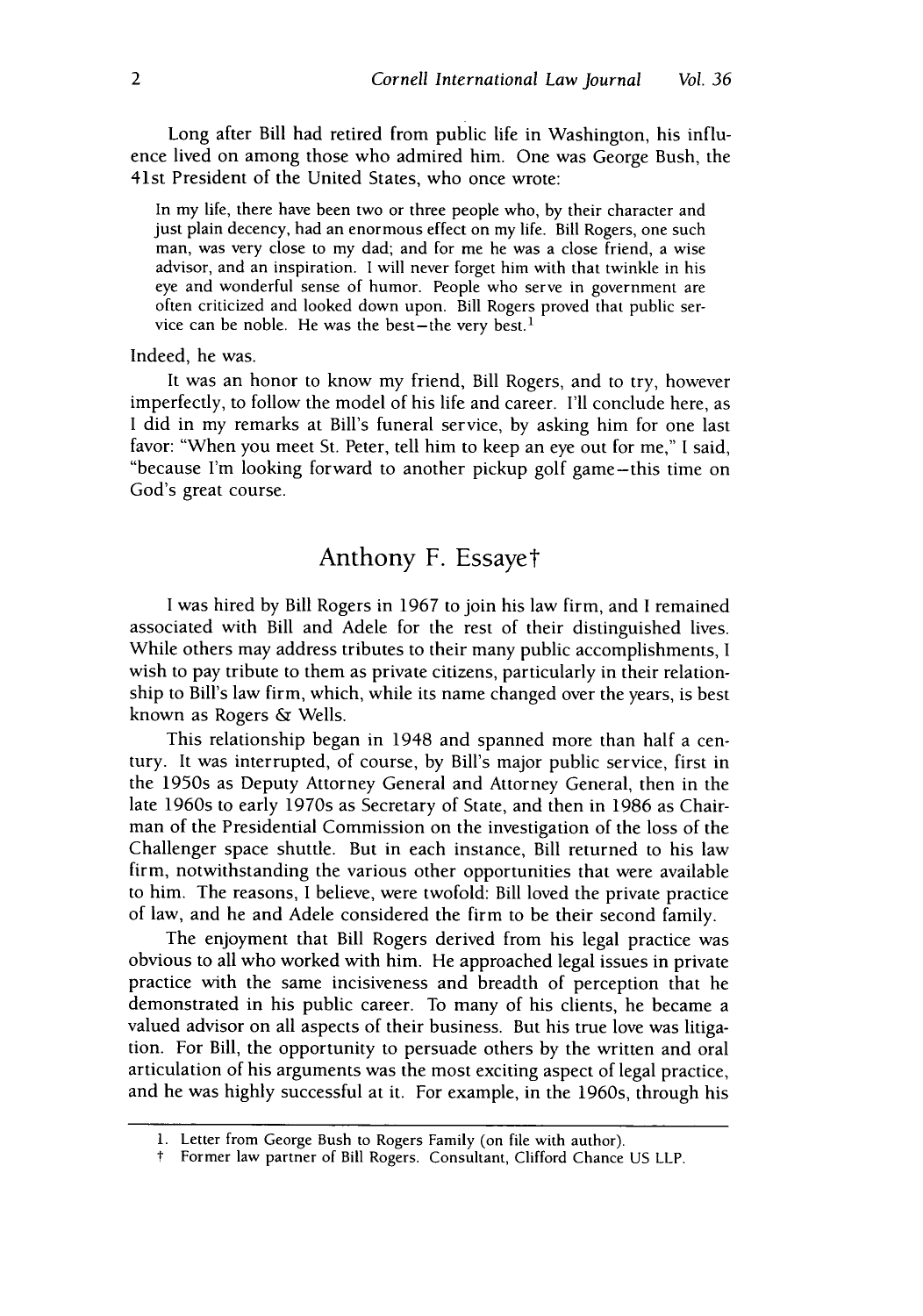Long after Bill had retired from public life in Washington, his influence lived on among those who admired him. One was George Bush, the 41st President of the United States, who once wrote:

> In my life, there have been two or three people who, by their character and just plain decency, had an enormous effect on my life. Bill Rogers, one such man, was very close to my dad; and for me he was a close friend, a wise advisor, and an inspiration. I will never forget him with that twinkle in his eye and wonderful sense of humor. People who serve in government are often criticized and looked down upon. Bill Rogers proved that public service can be noble. He was the best—the very best.[1]

Indeed, he was.

It was an honor to know my friend, Bill Rogers, and to try, however imperfectly, to follow the model of his life and career. I'll conclude here, as I did in my remarks at Bill's funeral service, by asking him for one last favor: "When you meet St. Peter, tell him to keep an eye out for me," I said, "because I'm looking forward to another pickup golf game—this time on God's great course.

## Anthony F. Essaye†

I was hired by Bill Rogers in 1967 to join his law firm, and I remained associated with Bill and Adele for the rest of their distinguished lives. While others may address tributes to their many public accomplishments, I wish to pay tribute to them as private citizens, particularly in their relationship to Bill's law firm, which, while its name changed over the years, is best known as Rogers & Wells.

This relationship began in 1948 and spanned more than half a century. It was interrupted, of course, by Bill's major public service, first in the 1950s as Deputy Attorney General and Attorney General, then in the late 1960s to early 1970s as Secretary of State, and then in 1986 as Chairman of the Presidential Commission on the investigation of the loss of the Challenger space shuttle. But in each instance, Bill returned to his law firm, notwithstanding the various other opportunities that were available to him. The reasons, I believe, were twofold: Bill loved the private practice of law, and he and Adele considered the firm to be their second family.

The enjoyment that Bill Rogers derived from his legal practice was obvious to all who worked with him. He approached legal issues in private practice with the same incisiveness and breadth of perception that he demonstrated in his public career. To many of his clients, he became a valued advisor on all aspects of their business. But his true love was litigation. For Bill, the opportunity to persuade others by the written and oral articulation of his arguments was the most exciting aspect of legal practice, and he was highly successful at it. For example, in the 1960s, through his

---

1. Letter from George Bush to Rogers Family (on file with author).

† Former law partner of Bill Rogers. Consultant, Clifford Chance US LLP.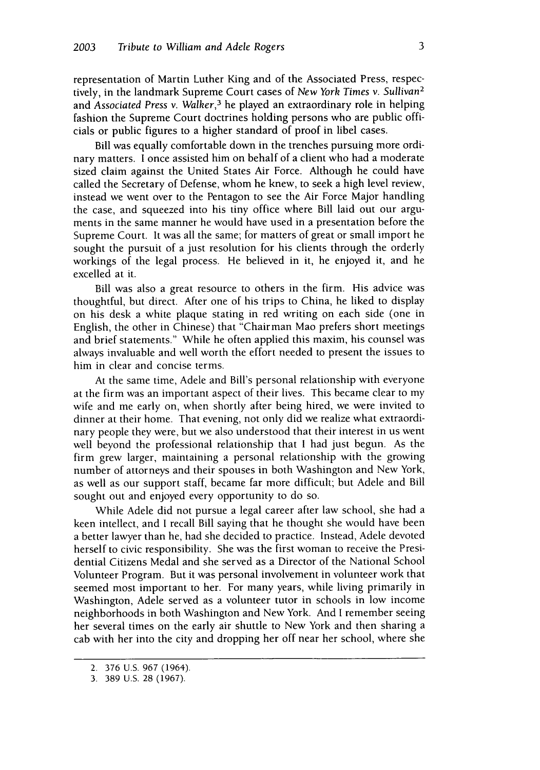representation of Martin Luther King and of the Associated Press, respectively, in the landmark Supreme Court cases of *New York Times v. Sullivan*[2] and *Associated Press v. Walker*,[3] he played an extraordinary role in helping fashion the Supreme Court doctrines holding persons who are public officials or public figures to a higher standard of proof in libel cases.

Bill was equally comfortable down in the trenches pursuing more ordinary matters. I once assisted him on behalf of a client who had a moderate sized claim against the United States Air Force. Although he could have called the Secretary of Defense, whom he knew, to seek a high level review, instead we went over to the Pentagon to see the Air Force Major handling the case, and squeezed into his tiny office where Bill laid out our arguments in the same manner he would have used in a presentation before the Supreme Court. It was all the same; for matters of great or small import he sought the pursuit of a just resolution for his clients through the orderly workings of the legal process. He believed in it, he enjoyed it, and he excelled at it.

Bill was also a great resource to others in the firm. His advice was thoughtful, but direct. After one of his trips to China, he liked to display on his desk a white plaque stating in red writing on each side (one in English, the other in Chinese) that "Chairman Mao prefers short meetings and brief statements." While he often applied this maxim, his counsel was always invaluable and well worth the effort needed to present the issues to him in clear and concise terms.

At the same time, Adele and Bill's personal relationship with everyone at the firm was an important aspect of their lives. This became clear to my wife and me early on, when shortly after being hired, we were invited to dinner at their home. That evening, not only did we realize what extraordinary people they were, but we also understood that their interest in us went well beyond the professional relationship that I had just begun. As the firm grew larger, maintaining a personal relationship with the growing number of attorneys and their spouses in both Washington and New York, as well as our support staff, became far more difficult; but Adele and Bill sought out and enjoyed every opportunity to do so.

While Adele did not pursue a legal career after law school, she had a keen intellect, and I recall Bill saying that he thought she would have been a better lawyer than he, had she decided to practice. Instead, Adele devoted herself to civic responsibility. She was the first woman to receive the Presidential Citizens Medal and she served as a Director of the National School Volunteer Program. But it was personal involvement in volunteer work that seemed most important to her. For many years, while living primarily in Washington, Adele served as a volunteer tutor in schools in low income neighborhoods in both Washington and New York. And I remember seeing her several times on the early air shuttle to New York and then sharing a cab with her into the city and dropping her off near her school, where she

---

2. 376 U.S. 967 (1964).

3. 389 U.S. 28 (1967).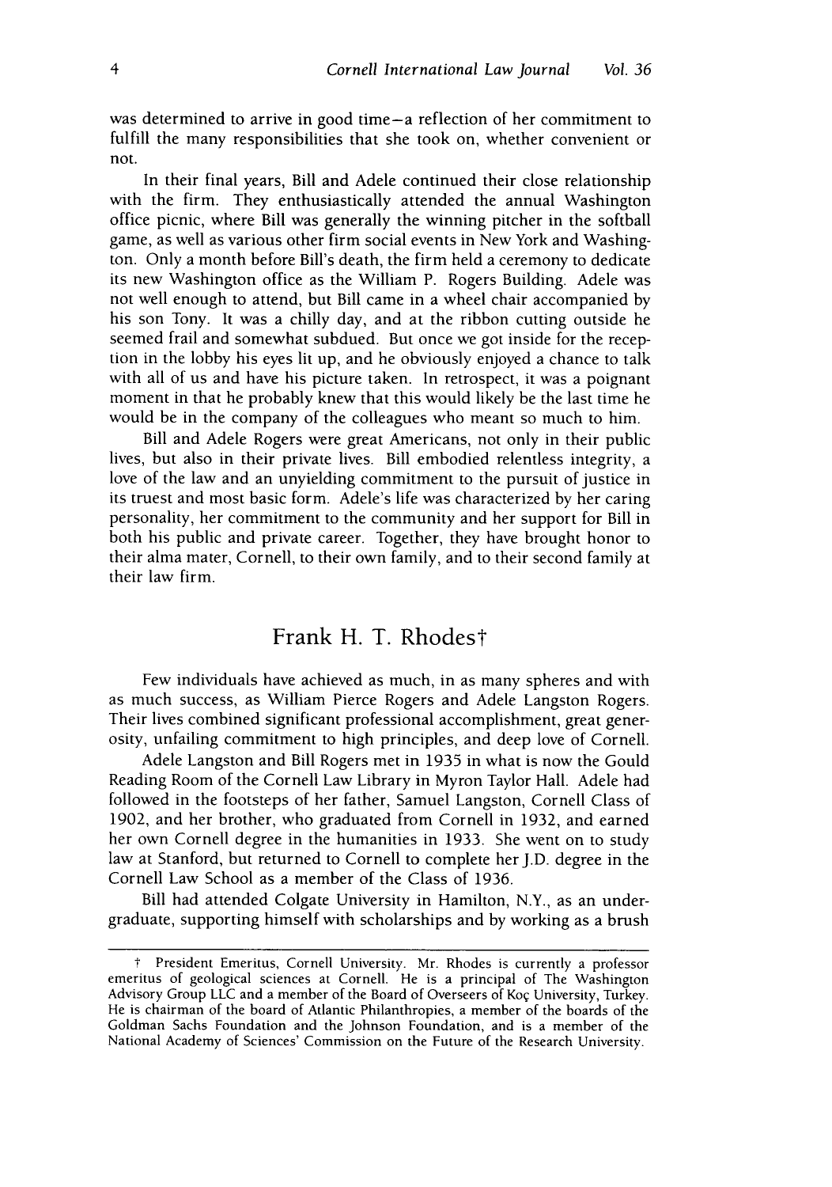was determined to arrive in good time—a reflection of her commitment to fulfill the many responsibilities that she took on, whether convenient or not.

In their final years, Bill and Adele continued their close relationship with the firm. They enthusiastically attended the annual Washington office picnic, where Bill was generally the winning pitcher in the softball game, as well as various other firm social events in New York and Washington. Only a month before Bill's death, the firm held a ceremony to dedicate its new Washington office as the William P. Rogers Building. Adele was not well enough to attend, but Bill came in a wheel chair accompanied by his son Tony. It was a chilly day, and at the ribbon cutting outside he seemed frail and somewhat subdued. But once we got inside for the reception in the lobby his eyes lit up, and he obviously enjoyed a chance to talk with all of us and have his picture taken. In retrospect, it was a poignant moment in that he probably knew that this would likely be the last time he would be in the company of the colleagues who meant so much to him.

Bill and Adele Rogers were great Americans, not only in their public lives, but also in their private lives. Bill embodied relentless integrity, a love of the law and an unyielding commitment to the pursuit of justice in its truest and most basic form. Adele's life was characterized by her caring personality, her commitment to the community and her support for Bill in both his public and private career. Together, they have brought honor to their alma mater, Cornell, to their own family, and to their second family at their law firm.

## Frank H. T. Rhodes†

Few individuals have achieved as much, in as many spheres and with as much success, as William Pierce Rogers and Adele Langston Rogers. Their lives combined significant professional accomplishment, great generosity, unfailing commitment to high principles, and deep love of Cornell.

Adele Langston and Bill Rogers met in 1935 in what is now the Gould Reading Room of the Cornell Law Library in Myron Taylor Hall. Adele had followed in the footsteps of her father, Samuel Langston, Cornell Class of 1902, and her brother, who graduated from Cornell in 1932, and earned her own Cornell degree in the humanities in 1933. She went on to study law at Stanford, but returned to Cornell to complete her J.D. degree in the Cornell Law School as a member of the Class of 1936.

Bill had attended Colgate University in Hamilton, N.Y., as an undergraduate, supporting himself with scholarships and by working as a brush

---

† President Emeritus, Cornell University. Mr. Rhodes is currently a professor emeritus of geological sciences at Cornell. He is a principal of The Washington Advisory Group LLC and a member of the Board of Overseers of Koç University, Turkey. He is chairman of the board of Atlantic Philanthropies, a member of the boards of the Goldman Sachs Foundation and the Johnson Foundation, and is a member of the National Academy of Sciences' Commission on the Future of the Research University.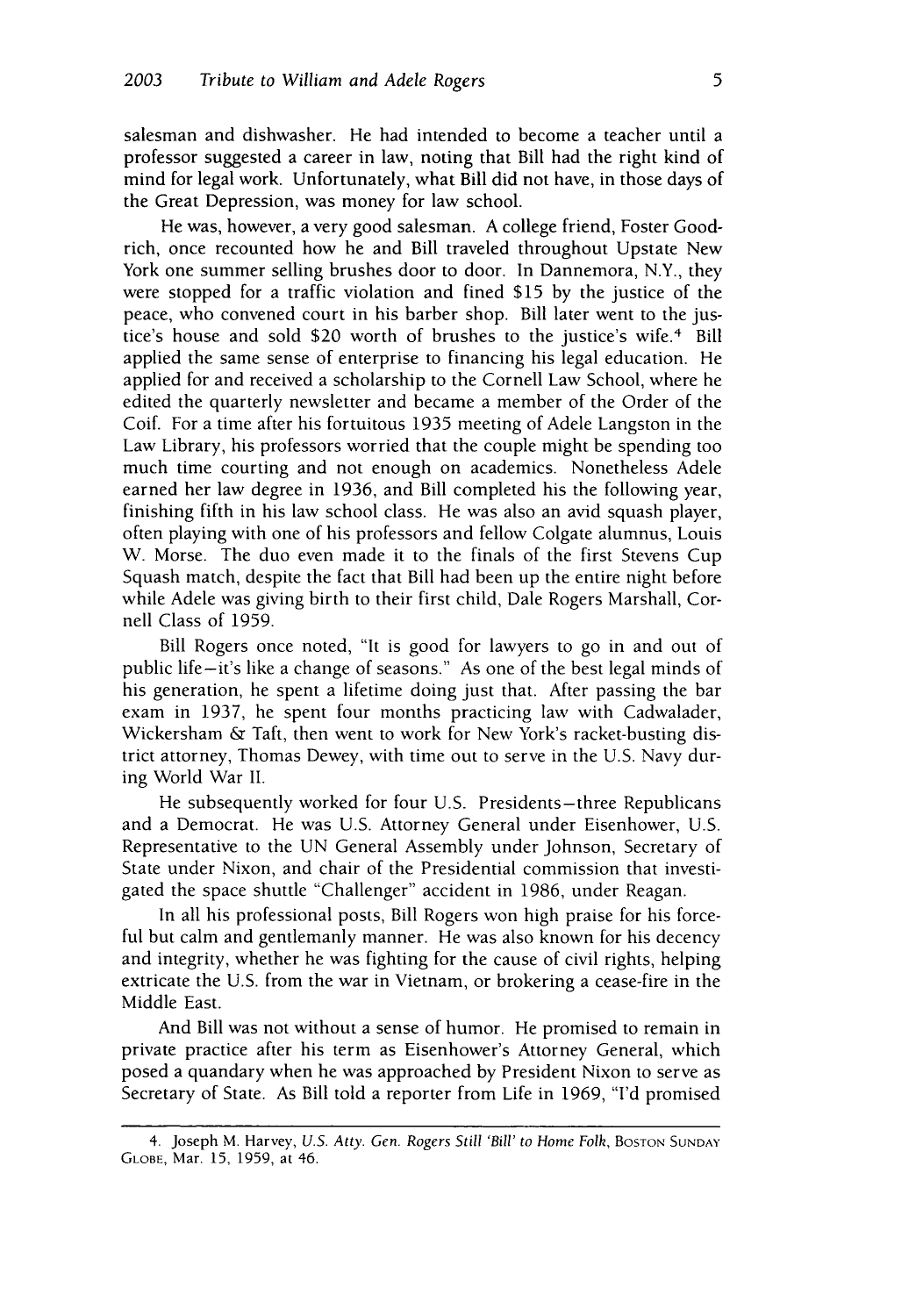salesman and dishwasher. He had intended to become a teacher until a professor suggested a career in law, noting that Bill had the right kind of mind for legal work. Unfortunately, what Bill did not have, in those days of the Great Depression, was money for law school.

He was, however, a very good salesman. A college friend, Foster Goodrich, once recounted how he and Bill traveled throughout Upstate New York one summer selling brushes door to door. In Dannemora, N.Y., they were stopped for a traffic violation and fined $15 by the justice of the peace, who convened court in his barber shop. Bill later went to the justice's house and sold $20 worth of brushes to the justice's wife.[4] Bill applied the same sense of enterprise to financing his legal education. He applied for and received a scholarship to the Cornell Law School, where he edited the quarterly newsletter and became a member of the Order of the Coif. For a time after his fortuitous 1935 meeting of Adele Langston in the Law Library, his professors worried that the couple might be spending too much time courting and not enough on academics. Nonetheless Adele earned her law degree in 1936, and Bill completed his the following year, finishing fifth in his law school class. He was also an avid squash player, often playing with one of his professors and fellow Colgate alumnus, Louis W. Morse. The duo even made it to the finals of the first Stevens Cup Squash match, despite the fact that Bill had been up the entire night before while Adele was giving birth to their first child, Dale Rogers Marshall, Cornell Class of 1959.

Bill Rogers once noted, "It is good for lawyers to go in and out of public life—it's like a change of seasons." As one of the best legal minds of his generation, he spent a lifetime doing just that. After passing the bar exam in 1937, he spent four months practicing law with Cadwalader, Wickersham & Taft, then went to work for New York's racket-busting district attorney, Thomas Dewey, with time out to serve in the U.S. Navy during World War II.

He subsequently worked for four U.S. Presidents—three Republicans and a Democrat. He was U.S. Attorney General under Eisenhower, U.S. Representative to the UN General Assembly under Johnson, Secretary of State under Nixon, and chair of the Presidential commission that investigated the space shuttle "Challenger" accident in 1986, under Reagan.

In all his professional posts, Bill Rogers won high praise for his forceful but calm and gentlemanly manner. He was also known for his decency and integrity, whether he was fighting for the cause of civil rights, helping extricate the U.S. from the war in Vietnam, or brokering a cease-fire in the Middle East.

And Bill was not without a sense of humor. He promised to remain in private practice after his term as Eisenhower's Attorney General, which posed a quandary when he was approached by President Nixon to serve as Secretary of State. As Bill told a reporter from Life in 1969, "I'd promised

---

4. Joseph M. Harvey, *U.S. Atty. Gen. Rogers Still 'Bill' to Home Folk*, BOSTON SUNDAY GLOBE, Mar. 15, 1959, at 46.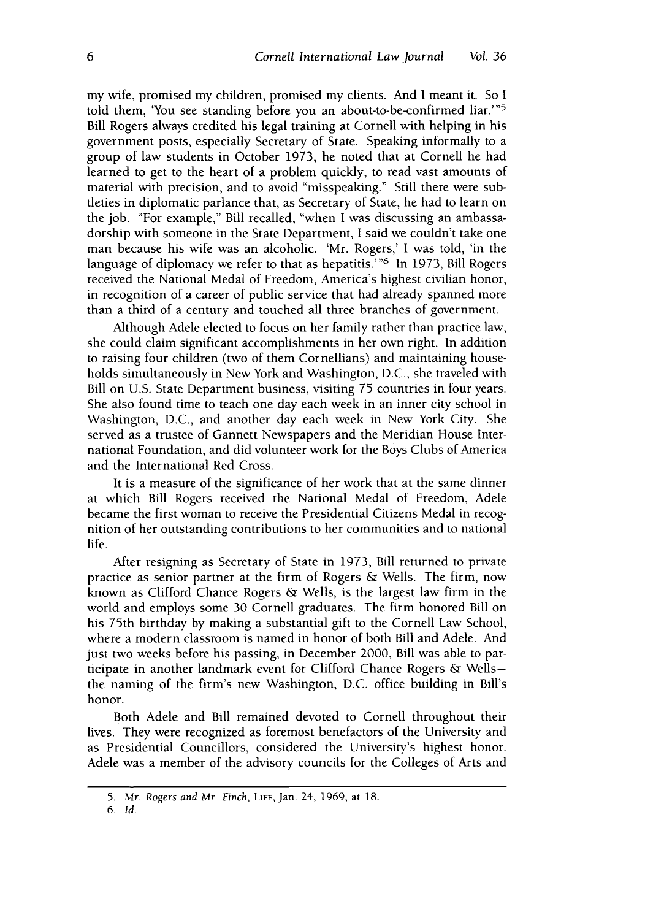my wife, promised my children, promised my clients. And I meant it. So I told them, 'You see standing before you an about-to-be-confirmed liar.'"[5] Bill Rogers always credited his legal training at Cornell with helping in his government posts, especially Secretary of State. Speaking informally to a group of law students in October 1973, he noted that at Cornell he had learned to get to the heart of a problem quickly, to read vast amounts of material with precision, and to avoid "misspeaking." Still there were subtleties in diplomatic parlance that, as Secretary of State, he had to learn on the job. "For example," Bill recalled, "when I was discussing an ambassadorship with someone in the State Department, I said we couldn't take one man because his wife was an alcoholic. 'Mr. Rogers,' I was told, 'in the language of diplomacy we refer to that as hepatitis.'"[6] In 1973, Bill Rogers received the National Medal of Freedom, America's highest civilian honor, in recognition of a career of public service that had already spanned more than a third of a century and touched all three branches of government.

Although Adele elected to focus on her family rather than practice law, she could claim significant accomplishments in her own right. In addition to raising four children (two of them Cornellians) and maintaining households simultaneously in New York and Washington, D.C., she traveled with Bill on U.S. State Department business, visiting 75 countries in four years. She also found time to teach one day each week in an inner city school in Washington, D.C., and another day each week in New York City. She served as a trustee of Gannett Newspapers and the Meridian House International Foundation, and did volunteer work for the Boys Clubs of America and the International Red Cross.

It is a measure of the significance of her work that at the same dinner at which Bill Rogers received the National Medal of Freedom, Adele became the first woman to receive the Presidential Citizens Medal in recognition of her outstanding contributions to her communities and to national life.

After resigning as Secretary of State in 1973, Bill returned to private practice as senior partner at the firm of Rogers & Wells. The firm, now known as Clifford Chance Rogers & Wells, is the largest law firm in the world and employs some 30 Cornell graduates. The firm honored Bill on his 75th birthday by making a substantial gift to the Cornell Law School, where a modern classroom is named in honor of both Bill and Adele. And just two weeks before his passing, in December 2000, Bill was able to participate in another landmark event for Clifford Chance Rogers & Wells—the naming of the firm's new Washington, D.C. office building in Bill's honor.

Both Adele and Bill remained devoted to Cornell throughout their lives. They were recognized as foremost benefactors of the University and as Presidential Councillors, considered the University's highest honor. Adele was a member of the advisory councils for the Colleges of Arts and

---

5. *Mr. Rogers and Mr. Finch*, LIFE, Jan. 24, 1969, at 18.

6. *Id.*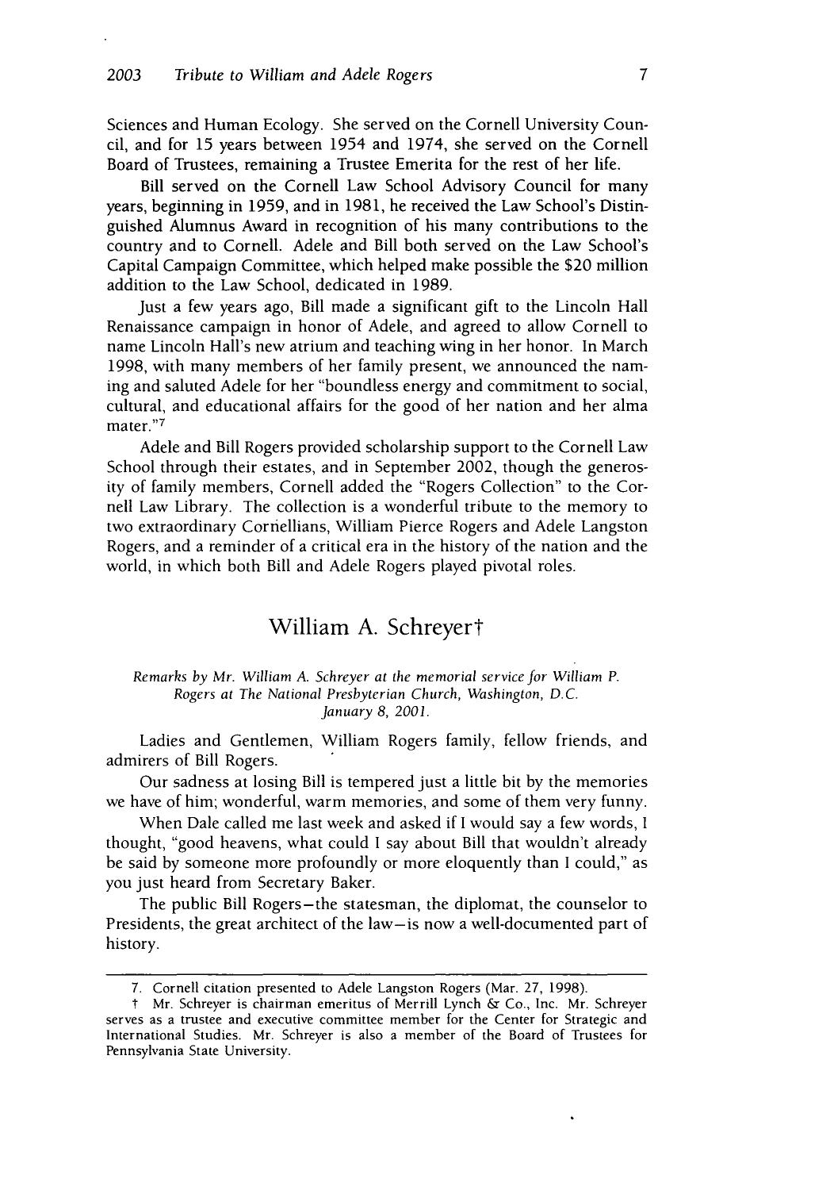Sciences and Human Ecology. She served on the Cornell University Council, and for 15 years between 1954 and 1974, she served on the Cornell Board of Trustees, remaining a Trustee Emerita for the rest of her life.

Bill served on the Cornell Law School Advisory Council for many years, beginning in 1959, and in 1981, he received the Law School's Distinguished Alumnus Award in recognition of his many contributions to the country and to Cornell. Adele and Bill both served on the Law School's Capital Campaign Committee, which helped make possible the $20 million addition to the Law School, dedicated in 1989.

Just a few years ago, Bill made a significant gift to the Lincoln Hall Renaissance campaign in honor of Adele, and agreed to allow Cornell to name Lincoln Hall's new atrium and teaching wing in her honor. In March 1998, with many members of her family present, we announced the naming and saluted Adele for her "boundless energy and commitment to social, cultural, and educational affairs for the good of her nation and her alma mater."[7]

Adele and Bill Rogers provided scholarship support to the Cornell Law School through their estates, and in September 2002, though the generosity of family members, Cornell added the "Rogers Collection" to the Cornell Law Library. The collection is a wonderful tribute to the memory to two extraordinary Cornellians, William Pierce Rogers and Adele Langston Rogers, and a reminder of a critical era in the history of the nation and the world, in which both Bill and Adele Rogers played pivotal roles.

## William A. Schreyer†

*Remarks by Mr. William A. Schreyer at the memorial service for William P. Rogers at The National Presbyterian Church, Washington, D.C. January 8, 2001.*

Ladies and Gentlemen, William Rogers family, fellow friends, and admirers of Bill Rogers.

Our sadness at losing Bill is tempered just a little bit by the memories we have of him; wonderful, warm memories, and some of them very funny.

When Dale called me last week and asked if I would say a few words, I thought, "good heavens, what could I say about Bill that wouldn't already be said by someone more profoundly or more eloquently than I could," as you just heard from Secretary Baker.

The public Bill Rogers—the statesman, the diplomat, the counselor to Presidents, the great architect of the law—is now a well-documented part of history.

---

7. Cornell citation presented to Adele Langston Rogers (Mar. 27, 1998).

† Mr. Schreyer is chairman emeritus of Merrill Lynch & Co., Inc. Mr. Schreyer serves as a trustee and executive committee member for the Center for Strategic and International Studies. Mr. Schreyer is also a member of the Board of Trustees for Pennsylvania State University.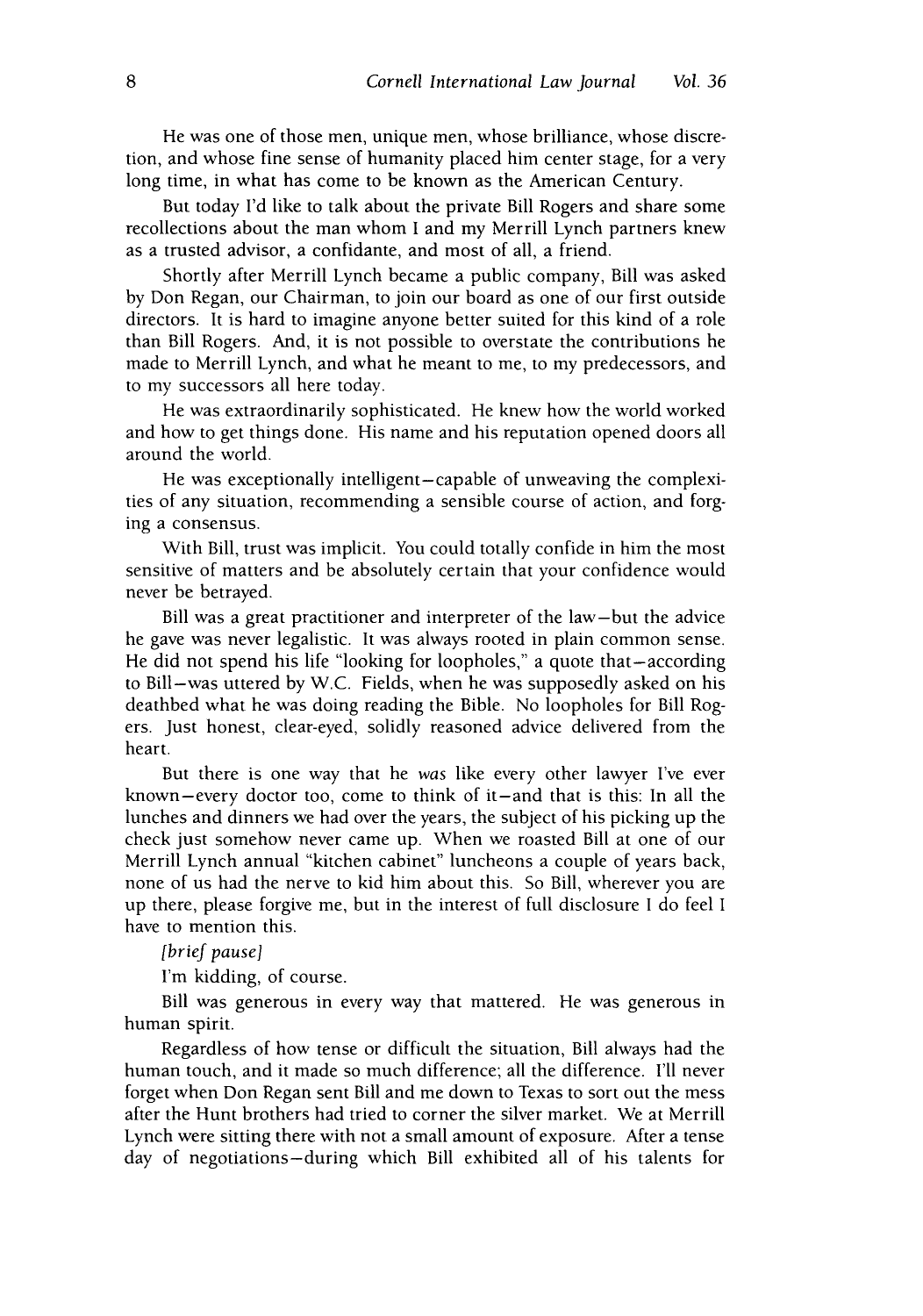He was one of those men, unique men, whose brilliance, whose discretion, and whose fine sense of humanity placed him center stage, for a very long time, in what has come to be known as the American Century.

But today I'd like to talk about the private Bill Rogers and share some recollections about the man whom I and my Merrill Lynch partners knew as a trusted advisor, a confidante, and most of all, a friend.

Shortly after Merrill Lynch became a public company, Bill was asked by Don Regan, our Chairman, to join our board as one of our first outside directors. It is hard to imagine anyone better suited for this kind of a role than Bill Rogers. And, it is not possible to overstate the contributions he made to Merrill Lynch, and what he meant to me, to my predecessors, and to my successors all here today.

He was extraordinarily sophisticated. He knew how the world worked and how to get things done. His name and his reputation opened doors all around the world.

He was exceptionally intelligent—capable of unweaving the complexities of any situation, recommending a sensible course of action, and forging a consensus.

With Bill, trust was implicit. You could totally confide in him the most sensitive of matters and be absolutely certain that your confidence would never be betrayed.

Bill was a great practitioner and interpreter of the law—but the advice he gave was never legalistic. It was always rooted in plain common sense. He did not spend his life "looking for loopholes," a quote that—according to Bill—was uttered by W.C. Fields, when he was supposedly asked on his deathbed what he was doing reading the Bible. No loopholes for Bill Rogers. Just honest, clear-eyed, solidly reasoned advice delivered from the heart.

But there is one way that he *was* like every other lawyer I've ever known—every doctor too, come to think of it—and that is this: In all the lunches and dinners we had over the years, the subject of his picking up the check just somehow never came up. When we roasted Bill at one of our Merrill Lynch annual "kitchen cabinet" luncheons a couple of years back, none of us had the nerve to kid him about this. So Bill, wherever you are up there, please forgive me, but in the interest of full disclosure I do feel I have to mention this.

*[brief pause]*

I'm kidding, of course.

Bill was generous in every way that mattered. He was generous in human spirit.

Regardless of how tense or difficult the situation, Bill always had the human touch, and it made so much difference; all the difference. I'll never forget when Don Regan sent Bill and me down to Texas to sort out the mess after the Hunt brothers had tried to corner the silver market. We at Merrill Lynch were sitting there with not a small amount of exposure. After a tense day of negotiations—during which Bill exhibited all of his talents for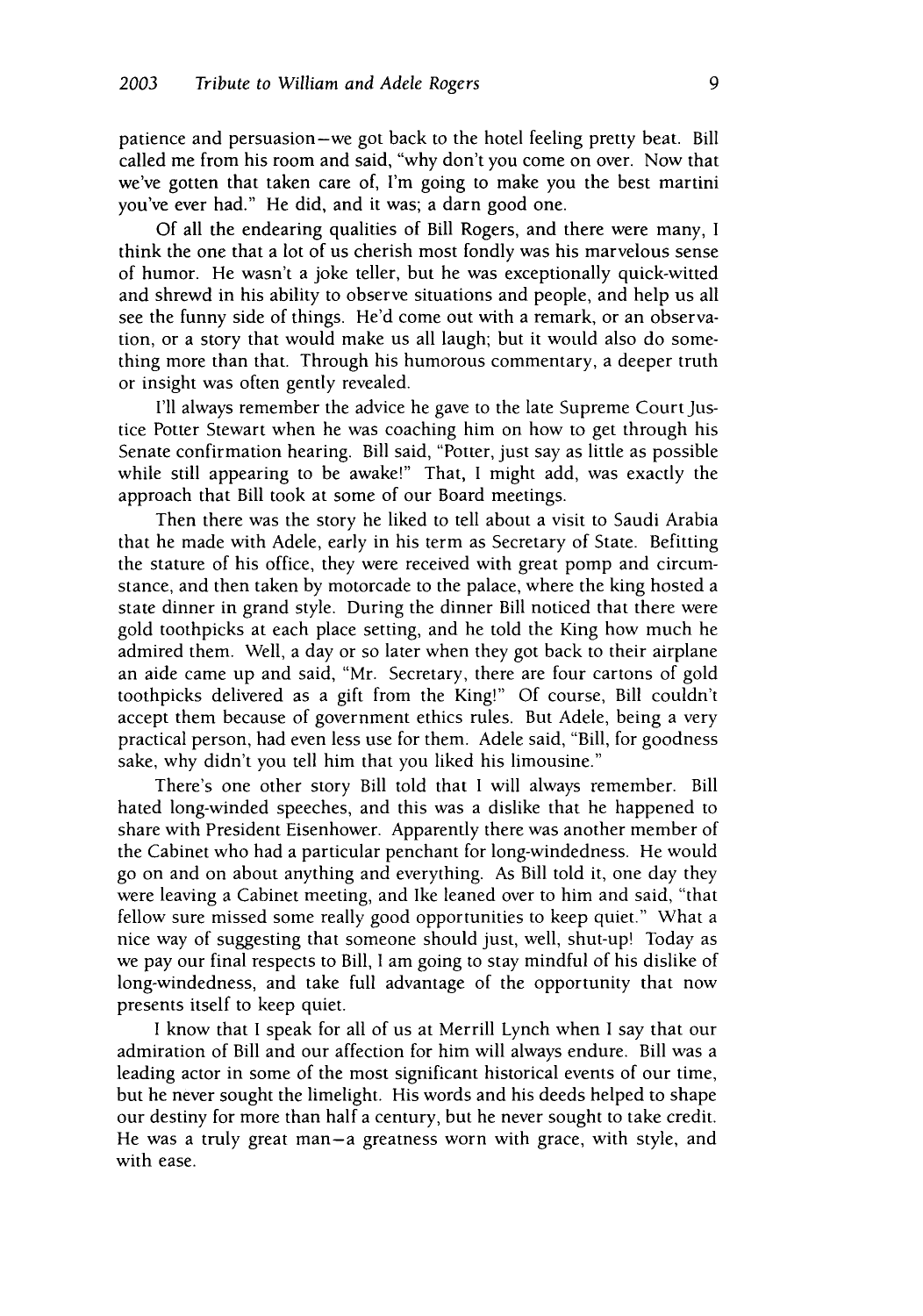patience and persuasion—we got back to the hotel feeling pretty beat. Bill called me from his room and said, "why don't you come on over. Now that we've gotten that taken care of, I'm going to make you the best martini you've ever had." He did, and it was; a darn good one.

Of all the endearing qualities of Bill Rogers, and there were many, I think the one that a lot of us cherish most fondly was his marvelous sense of humor. He wasn't a joke teller, but he was exceptionally quick-witted and shrewd in his ability to observe situations and people, and help us all see the funny side of things. He'd come out with a remark, or an observation, or a story that would make us all laugh; but it would also do something more than that. Through his humorous commentary, a deeper truth or insight was often gently revealed.

I'll always remember the advice he gave to the late Supreme Court Justice Potter Stewart when he was coaching him on how to get through his Senate confirmation hearing. Bill said, "Potter, just say as little as possible while still appearing to be awake!" That, I might add, was exactly the approach that Bill took at some of our Board meetings.

Then there was the story he liked to tell about a visit to Saudi Arabia that he made with Adele, early in his term as Secretary of State. Befitting the stature of his office, they were received with great pomp and circumstance, and then taken by motorcade to the palace, where the king hosted a state dinner in grand style. During the dinner Bill noticed that there were gold toothpicks at each place setting, and he told the King how much he admired them. Well, a day or so later when they got back to their airplane an aide came up and said, "Mr. Secretary, there are four cartons of gold toothpicks delivered as a gift from the King!" Of course, Bill couldn't accept them because of government ethics rules. But Adele, being a very practical person, had even less use for them. Adele said, "Bill, for goodness sake, why didn't you tell him that you liked his limousine."

There's one other story Bill told that I will always remember. Bill hated long-winded speeches, and this was a dislike that he happened to share with President Eisenhower. Apparently there was another member of the Cabinet who had a particular penchant for long-windedness. He would go on and on about anything and everything. As Bill told it, one day they were leaving a Cabinet meeting, and Ike leaned over to him and said, "that fellow sure missed some really good opportunities to keep quiet." What a nice way of suggesting that someone should just, well, shut-up! Today as we pay our final respects to Bill, I am going to stay mindful of his dislike of long-windedness, and take full advantage of the opportunity that now presents itself to keep quiet.

I know that I speak for all of us at Merrill Lynch when I say that our admiration of Bill and our affection for him will always endure. Bill was a leading actor in some of the most significant historical events of our time, but he never sought the limelight. His words and his deeds helped to shape our destiny for more than half a century, but he never sought to take credit. He was a truly great man—a greatness worn with grace, with style, and with ease.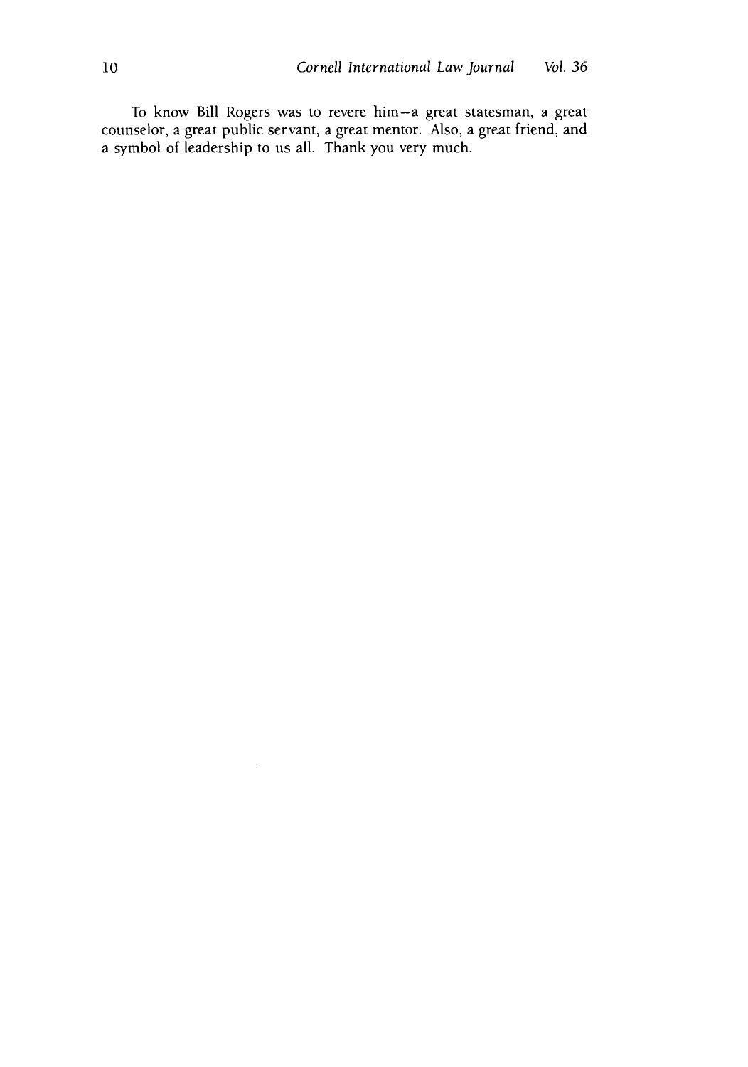To know Bill Rogers was to revere him—a great statesman, a great counselor, a great public servant, a great mentor. Also, a great friend, and a symbol of leadership to us all. Thank you very much.